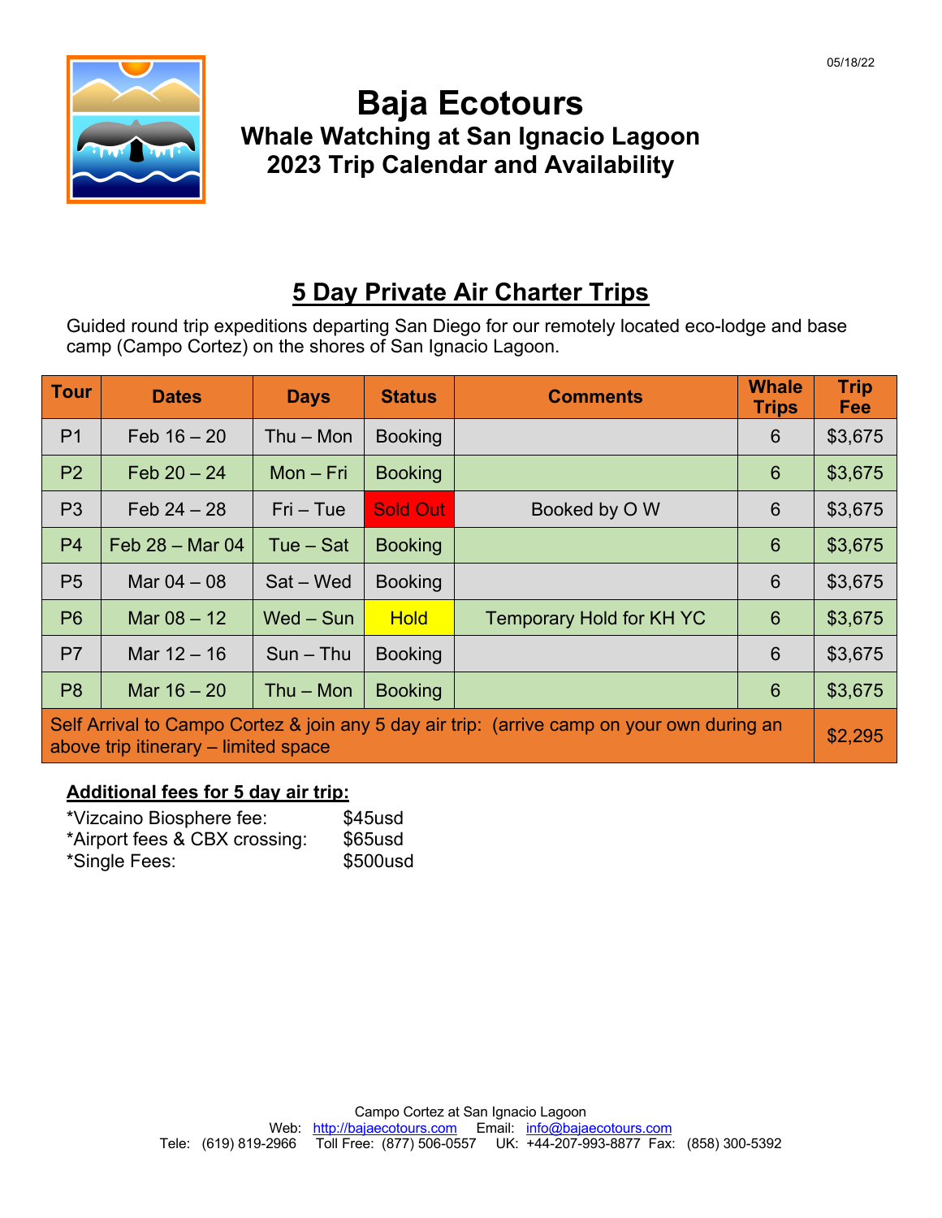05/18/22

# Baja Ecotours

## Whale Watching at San Ignacio Lagoon
## 2023 Trip Calendar and Availability

## 5 Day Private Air Charter Trips

Guided round trip expeditions departing San Diego for our remotely located eco-lodge and base camp (Campo Cortez) on the shores of San Ignacio Lagoon.

| Tour | Dates | Days | Status | Comments | Whale Trips | Trip Fee |
|---|---|---|---|---|---|---|
| P1 | Feb 16 – 20 | Thu – Mon | Booking | | 6 | $3,675 |
| P2 | Feb 20 – 24 | Mon – Fri | Booking | | 6 | $3,675 |
| P3 | Feb 24 – 28 | Fri – Tue | Sold Out | Booked by O W | 6 | $3,675 |
| P4 | Feb 28 – Mar 04 | Tue – Sat | Booking | | 6 | $3,675 |
| P5 | Mar 04 – 08 | Sat – Wed | Booking | | 6 | $3,675 |
| P6 | Mar 08 – 12 | Wed – Sun | Hold | Temporary Hold for KH YC | 6 | $3,675 |
| P7 | Mar 12 – 16 | Sun – Thu | Booking | | 6 | $3,675 |
| P8 | Mar 16 – 20 | Thu – Mon | Booking | | 6 | $3,675 |
| Self Arrival to Campo Cortez & join any 5 day air trip: (arrive camp on your own during an above trip itinerary – limited space | | | | | | $2,295 |

**Additional fees for 5 day air trip:**

*Vizcaino Biosphere fee: $45usd
*Airport fees & CBX crossing: $65usd
*Single Fees: $500usd

Campo Cortez at San Ignacio Lagoon
Web: http://bajaecotours.com Email: info@bajaecotours.com
Tele: (619) 819-2966 Toll Free: (877) 506-0557 UK: +44-207-993-8877 Fax: (858) 300-5392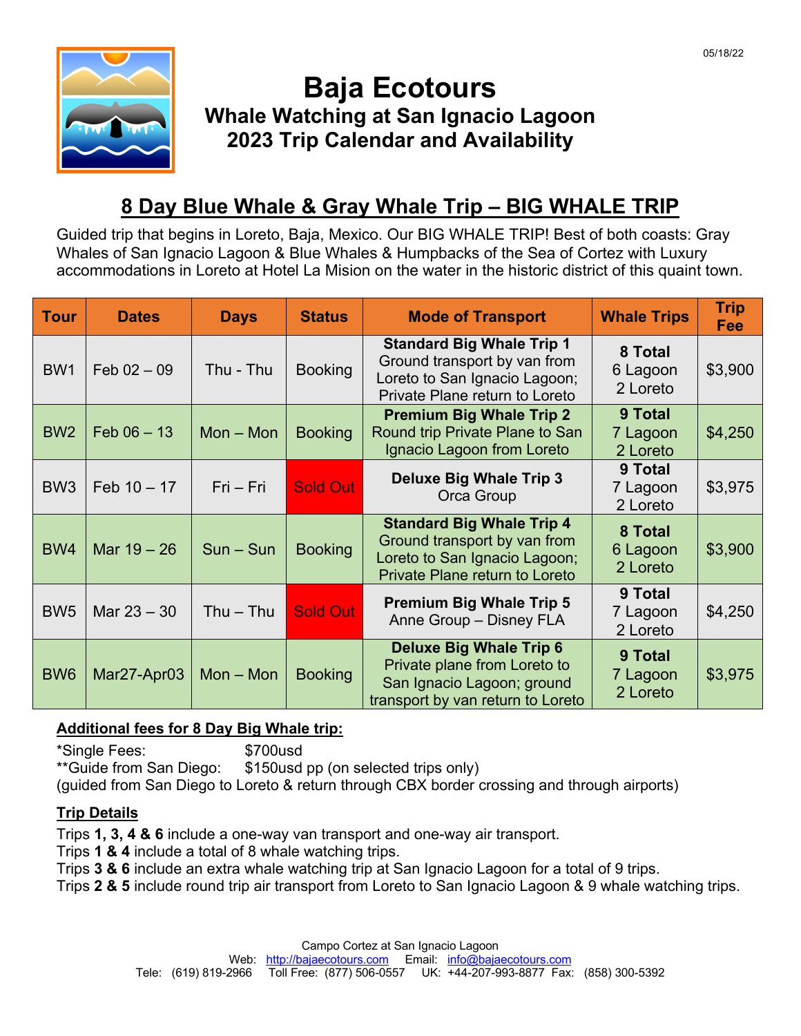05/18/22

# Baja Ecotours

## Whale Watching at San Ignacio Lagoon
## 2023 Trip Calendar and Availability

## 8 Day Blue Whale & Gray Whale Trip – BIG WHALE TRIP

Guided trip that begins in Loreto, Baja, Mexico. Our BIG WHALE TRIP! Best of both coasts: Gray Whales of San Ignacio Lagoon & Blue Whales & Humpbacks of the Sea of Cortez with Luxury accommodations in Loreto at Hotel La Mision on the water in the historic district of this quaint town.

| Tour | Dates | Days | Status | Mode of Transport | Whale Trips | Trip Fee |
|---|---|---|---|---|---|---|
| BW1 | Feb 02 – 09 | Thu - Thu | Booking | **Standard Big Whale Trip 1** Ground transport by van from Loreto to San Ignacio Lagoon; Private Plane return to Loreto | **8 Total** 6 Lagoon 2 Loreto | $3,900 |
| BW2 | Feb 06 – 13 | Mon – Mon | Booking | **Premium Big Whale Trip 2** Round trip Private Plane to San Ignacio Lagoon from Loreto | **9 Total** 7 Lagoon 2 Loreto | $4,250 |
| BW3 | Feb 10 – 17 | Fri – Fri | Sold Out | **Deluxe Big Whale Trip 3** Orca Group | **9 Total** 7 Lagoon 2 Loreto | $3,975 |
| BW4 | Mar 19 – 26 | Sun – Sun | Booking | **Standard Big Whale Trip 4** Ground transport by van from Loreto to San Ignacio Lagoon; Private Plane return to Loreto | **8 Total** 6 Lagoon 2 Loreto | $3,900 |
| BW5 | Mar 23 – 30 | Thu – Thu | Sold Out | **Premium Big Whale Trip 5** Anne Group – Disney FLA | **9 Total** 7 Lagoon 2 Loreto | $4,250 |
| BW6 | Mar27-Apr03 | Mon – Mon | Booking | **Deluxe Big Whale Trip 6** Private plane from Loreto to San Ignacio Lagoon; ground transport by van return to Loreto | **9 Total** 7 Lagoon 2 Loreto | $3,975 |

**Additional fees for 8 Day Big Whale trip:**

*Single Fees: $700usd
**Guide from San Diego: $150usd pp (on selected trips only)
(guided from San Diego to Loreto & return through CBX border crossing and through airports)

**Trip Details**

Trips **1, 3, 4 & 6** include a one-way van transport and one-way air transport.
Trips **1 & 4** include a total of 8 whale watching trips.
Trips **3 & 6** include an extra whale watching trip at San Ignacio Lagoon for a total of 9 trips.
Trips **2 & 5** include round trip air transport from Loreto to San Ignacio Lagoon & 9 whale watching trips.

Campo Cortez at San Ignacio Lagoon
Web: http://bajaecotours.com Email: info@bajaecotours.com
Tele: (619) 819-2966 Toll Free: (877) 506-0557 UK: +44-207-993-8877 Fax: (858) 300-5392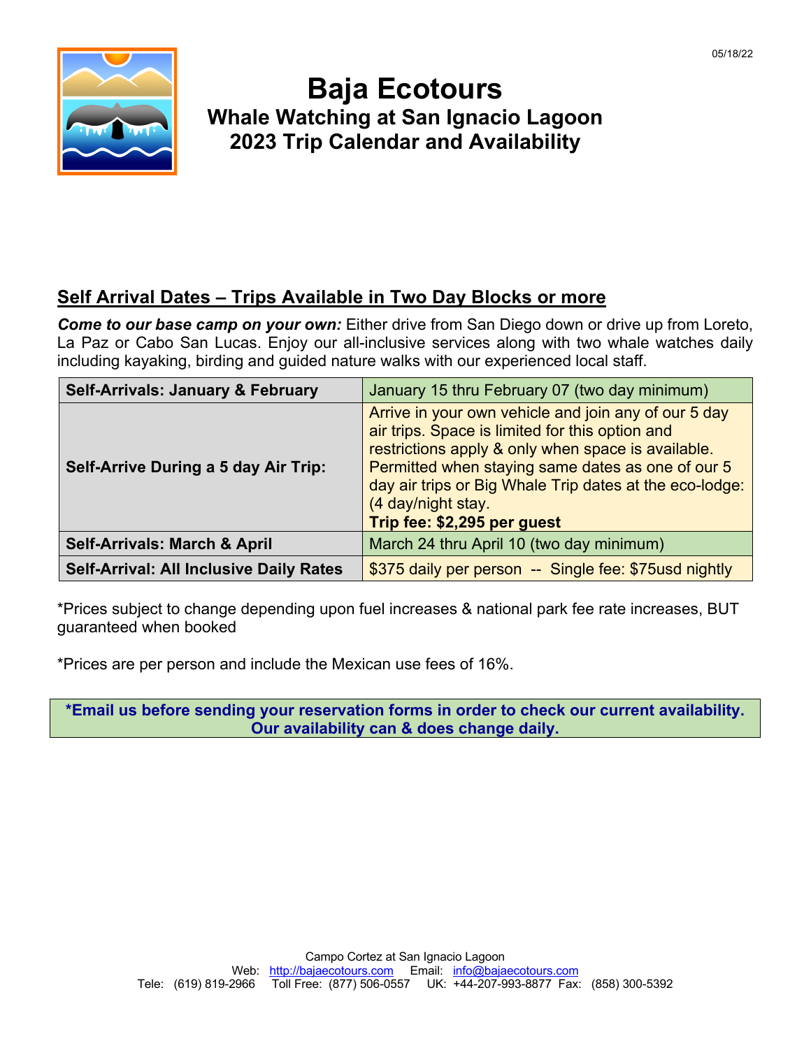05/18/22

# Baja Ecotours

## Whale Watching at San Ignacio Lagoon
## 2023 Trip Calendar and Availability

## Self Arrival Dates – Trips Available in Two Day Blocks or more

***Come to our base camp on your own:*** Either drive from San Diego down or drive up from Loreto, La Paz or Cabo San Lucas. Enjoy our all-inclusive services along with two whale watches daily including kayaking, birding and guided nature walks with our experienced local staff.

| | |
|---|---|
| **Self-Arrivals: January & February** | January 15 thru February 07 (two day minimum) |
| **Self-Arrive During a 5 day Air Trip:** | Arrive in your own vehicle and join any of our 5 day air trips. Space is limited for this option and restrictions apply & only when space is available. Permitted when staying same dates as one of our 5 day air trips or Big Whale Trip dates at the eco-lodge: (4 day/night stay. **Trip fee: $2,295 per guest** |
| **Self-Arrivals: March & April** | March 24 thru April 10 (two day minimum) |
| **Self-Arrival: All Inclusive Daily Rates** | $375 daily per person -- Single fee: $75usd nightly |

*Prices subject to change depending upon fuel increases & national park fee rate increases, BUT guaranteed when booked

*Prices are per person and include the Mexican use fees of 16%.

**\*Email us before sending your reservation forms in order to check our current availability. Our availability can & does change daily.**

Campo Cortez at San Ignacio Lagoon
Web: http://bajaecotours.com Email: info@bajaecotours.com
Tele: (619) 819-2966 Toll Free: (877) 506-0557 UK: +44-207-993-8877 Fax: (858) 300-5392